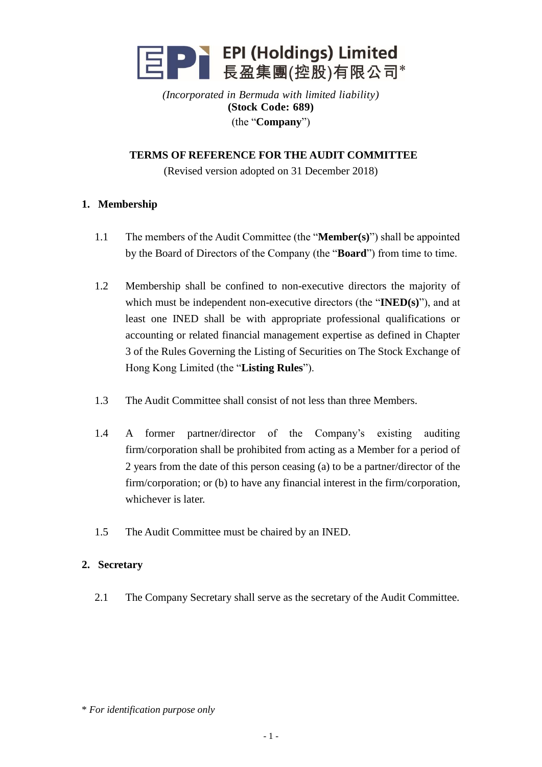# EPI (Holdings) Limited
# 長盈集團(控股)有限公司*

*(Incorporated in Bermuda with limited liability)*
**(Stock Code: 689)**
(the "**Company**")

## TERMS OF REFERENCE FOR THE AUDIT COMMITTEE

(Revised version adopted on 31 December 2018)

### 1. Membership

1.1 The members of the Audit Committee (the "**Member(s)**") shall be appointed by the Board of Directors of the Company (the "**Board**") from time to time.

1.2 Membership shall be confined to non-executive directors the majority of which must be independent non-executive directors (the "**INED(s)**"), and at least one INED shall be with appropriate professional qualifications or accounting or related financial management expertise as defined in Chapter 3 of the Rules Governing the Listing of Securities on The Stock Exchange of Hong Kong Limited (the "**Listing Rules**").

1.3 The Audit Committee shall consist of not less than three Members.

1.4 A former partner/director of the Company's existing auditing firm/corporation shall be prohibited from acting as a Member for a period of 2 years from the date of this person ceasing (a) to be a partner/director of the firm/corporation; or (b) to have any financial interest in the firm/corporation, whichever is later.

1.5 The Audit Committee must be chaired by an INED.

### 2. Secretary

2.1 The Company Secretary shall serve as the secretary of the Audit Committee.

\* *For identification purpose only*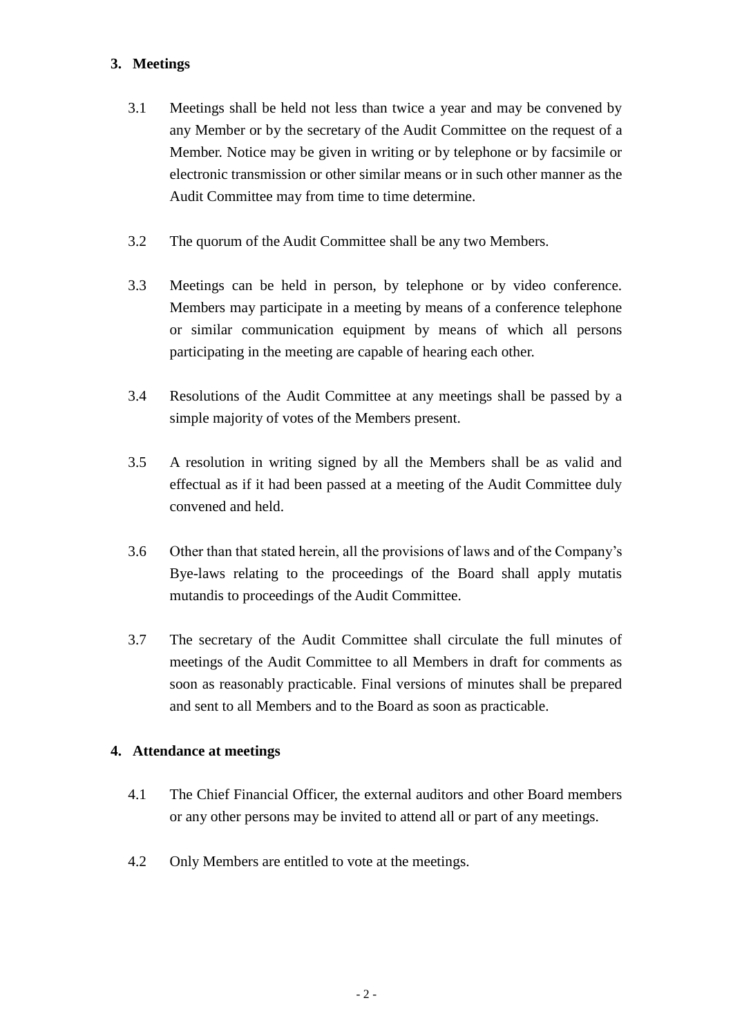## 3. Meetings

3.1 Meetings shall be held not less than twice a year and may be convened by any Member or by the secretary of the Audit Committee on the request of a Member. Notice may be given in writing or by telephone or by facsimile or electronic transmission or other similar means or in such other manner as the Audit Committee may from time to time determine.

3.2 The quorum of the Audit Committee shall be any two Members.

3.3 Meetings can be held in person, by telephone or by video conference. Members may participate in a meeting by means of a conference telephone or similar communication equipment by means of which all persons participating in the meeting are capable of hearing each other.

3.4 Resolutions of the Audit Committee at any meetings shall be passed by a simple majority of votes of the Members present.

3.5 A resolution in writing signed by all the Members shall be as valid and effectual as if it had been passed at a meeting of the Audit Committee duly convened and held.

3.6 Other than that stated herein, all the provisions of laws and of the Company's Bye-laws relating to the proceedings of the Board shall apply mutatis mutandis to proceedings of the Audit Committee.

3.7 The secretary of the Audit Committee shall circulate the full minutes of meetings of the Audit Committee to all Members in draft for comments as soon as reasonably practicable. Final versions of minutes shall be prepared and sent to all Members and to the Board as soon as practicable.

## 4. Attendance at meetings

4.1 The Chief Financial Officer, the external auditors and other Board members or any other persons may be invited to attend all or part of any meetings.

4.2 Only Members are entitled to vote at the meetings.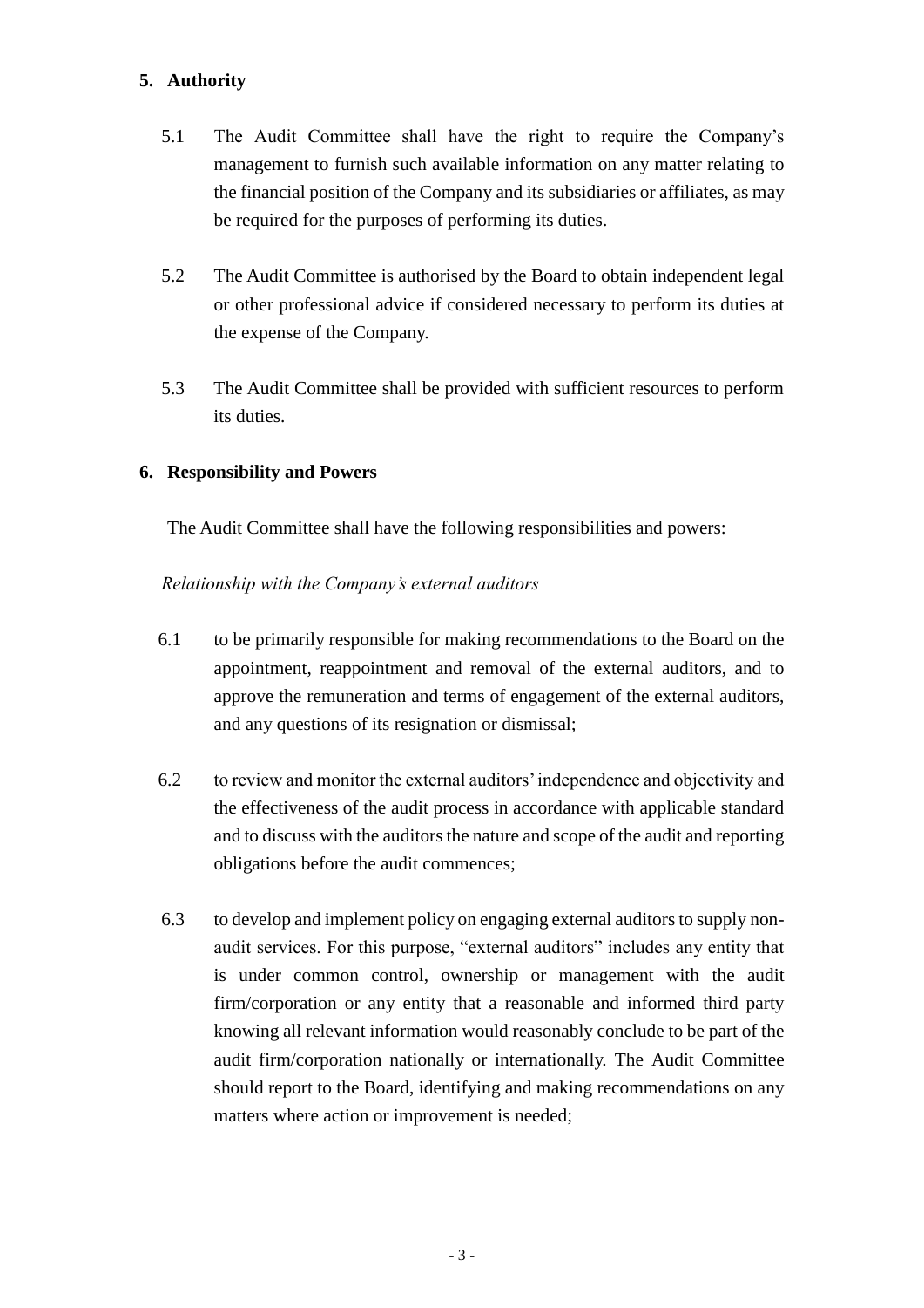## 5. Authority

5.1 The Audit Committee shall have the right to require the Company's management to furnish such available information on any matter relating to the financial position of the Company and its subsidiaries or affiliates, as may be required for the purposes of performing its duties.

5.2 The Audit Committee is authorised by the Board to obtain independent legal or other professional advice if considered necessary to perform its duties at the expense of the Company.

5.3 The Audit Committee shall be provided with sufficient resources to perform its duties.

## 6. Responsibility and Powers

The Audit Committee shall have the following responsibilities and powers:

*Relationship with the Company's external auditors*

6.1 to be primarily responsible for making recommendations to the Board on the appointment, reappointment and removal of the external auditors, and to approve the remuneration and terms of engagement of the external auditors, and any questions of its resignation or dismissal;

6.2 to review and monitor the external auditors' independence and objectivity and the effectiveness of the audit process in accordance with applicable standard and to discuss with the auditors the nature and scope of the audit and reporting obligations before the audit commences;

6.3 to develop and implement policy on engaging external auditors to supply non-audit services. For this purpose, "external auditors" includes any entity that is under common control, ownership or management with the audit firm/corporation or any entity that a reasonable and informed third party knowing all relevant information would reasonably conclude to be part of the audit firm/corporation nationally or internationally. The Audit Committee should report to the Board, identifying and making recommendations on any matters where action or improvement is needed;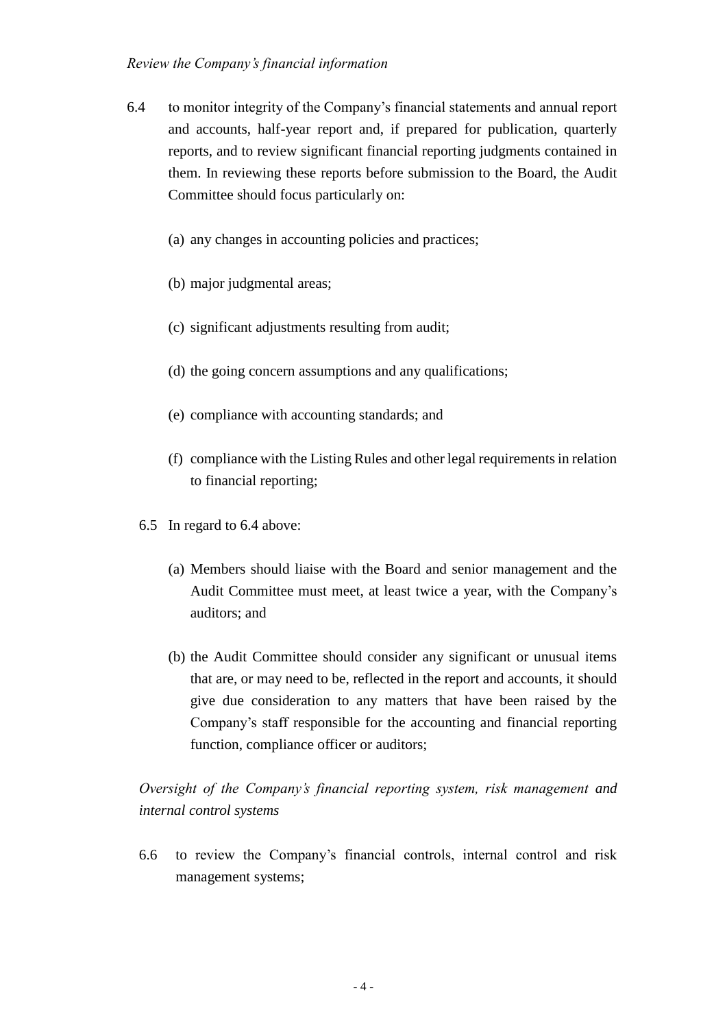*Review the Company's financial information*

6.4 to monitor integrity of the Company's financial statements and annual report and accounts, half-year report and, if prepared for publication, quarterly reports, and to review significant financial reporting judgments contained in them. In reviewing these reports before submission to the Board, the Audit Committee should focus particularly on:

(a) any changes in accounting policies and practices;

(b) major judgmental areas;

(c) significant adjustments resulting from audit;

(d) the going concern assumptions and any qualifications;

(e) compliance with accounting standards; and

(f) compliance with the Listing Rules and other legal requirements in relation to financial reporting;

6.5 In regard to 6.4 above:

(a) Members should liaise with the Board and senior management and the Audit Committee must meet, at least twice a year, with the Company's auditors; and

(b) the Audit Committee should consider any significant or unusual items that are, or may need to be, reflected in the report and accounts, it should give due consideration to any matters that have been raised by the Company's staff responsible for the accounting and financial reporting function, compliance officer or auditors;

*Oversight of the Company's financial reporting system, risk management and internal control systems*

6.6 to review the Company's financial controls, internal control and risk management systems;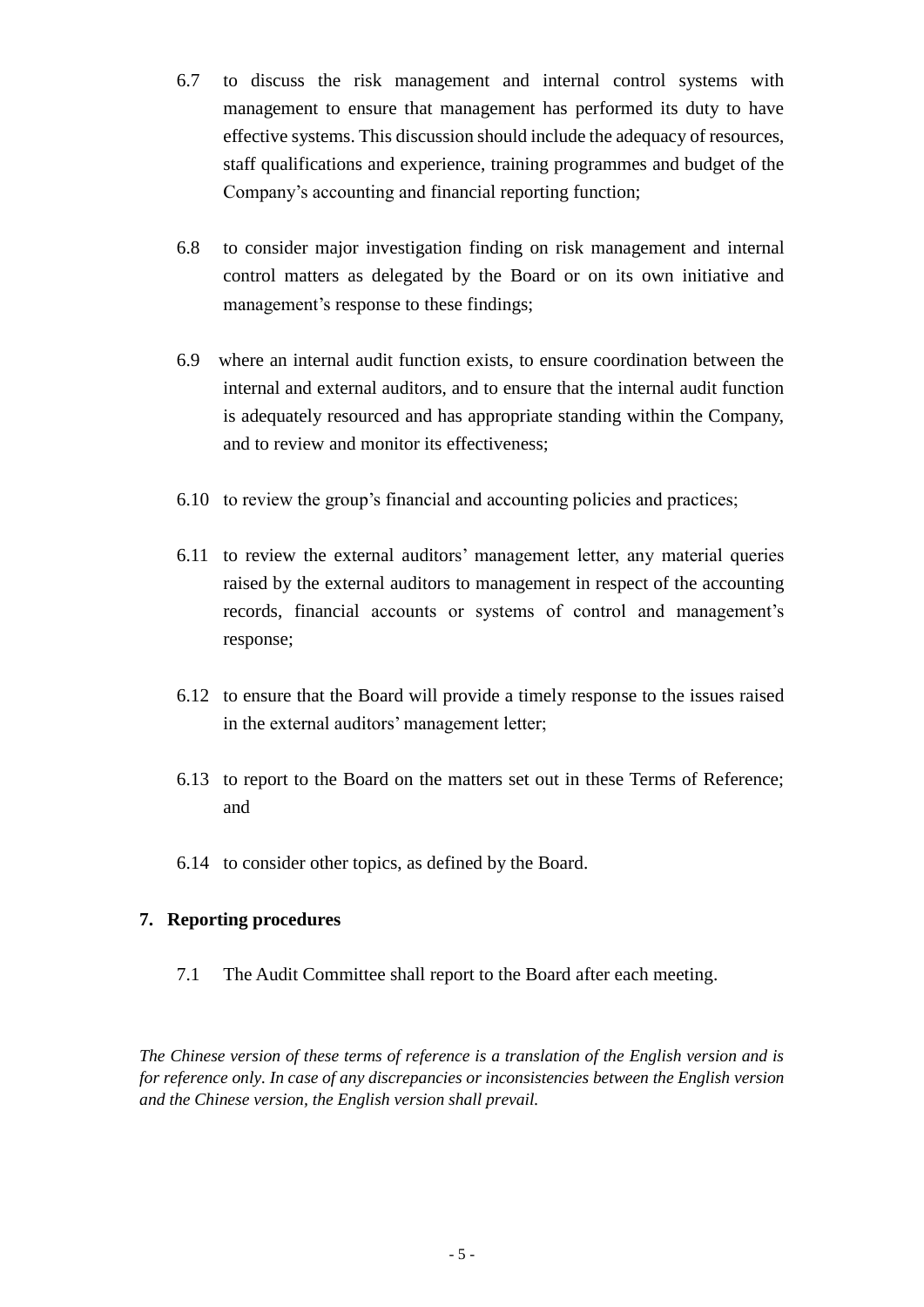6.7 to discuss the risk management and internal control systems with management to ensure that management has performed its duty to have effective systems. This discussion should include the adequacy of resources, staff qualifications and experience, training programmes and budget of the Company's accounting and financial reporting function;

6.8 to consider major investigation finding on risk management and internal control matters as delegated by the Board or on its own initiative and management's response to these findings;

6.9 where an internal audit function exists, to ensure coordination between the internal and external auditors, and to ensure that the internal audit function is adequately resourced and has appropriate standing within the Company, and to review and monitor its effectiveness;

6.10 to review the group's financial and accounting policies and practices;

6.11 to review the external auditors' management letter, any material queries raised by the external auditors to management in respect of the accounting records, financial accounts or systems of control and management's response;

6.12 to ensure that the Board will provide a timely response to the issues raised in the external auditors' management letter;

6.13 to report to the Board on the matters set out in these Terms of Reference; and

6.14 to consider other topics, as defined by the Board.

**7. Reporting procedures**

7.1 The Audit Committee shall report to the Board after each meeting.

*The Chinese version of these terms of reference is a translation of the English version and is for reference only. In case of any discrepancies or inconsistencies between the English version and the Chinese version, the English version shall prevail.*